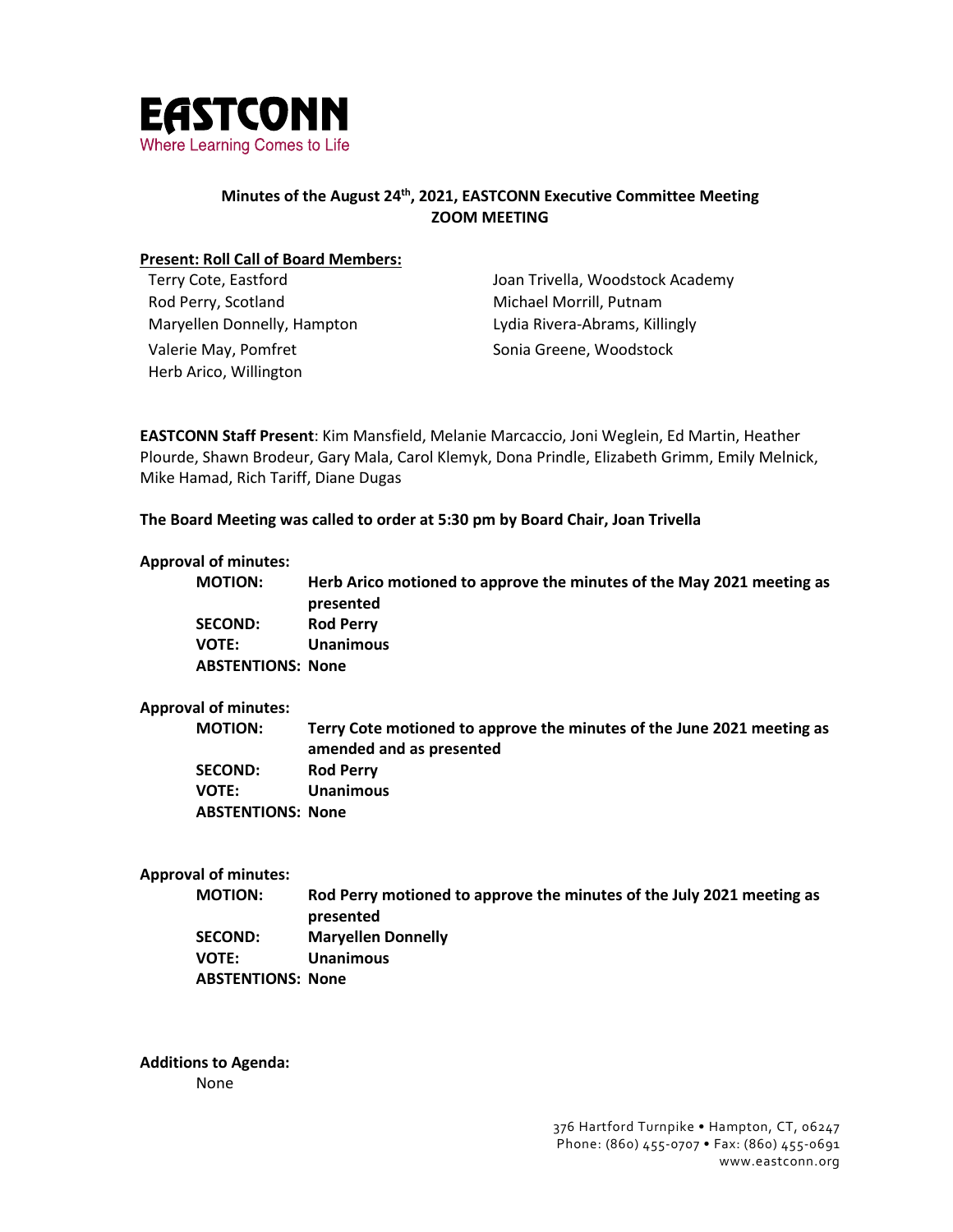# EASTCONN

Where Learning Comes to Life

## Minutes of the August 24th, 2021, EASTCONN Executive Committee Meeting
## ZOOM MEETING

**Present: Roll Call of Board Members:**

Terry Cote, Eastford
Rod Perry, Scotland
Maryellen Donnelly, Hampton
Valerie May, Pomfret
Herb Arico, Willington
Joan Trivella, Woodstock Academy
Michael Morrill, Putnam
Lydia Rivera-Abrams, Killingly
Sonia Greene, Woodstock

**EASTCONN Staff Present**: Kim Mansfield, Melanie Marcaccio, Joni Weglein, Ed Martin, Heather Plourde, Shawn Brodeur, Gary Mala, Carol Klemyk, Dona Prindle, Elizabeth Grimm, Emily Melnick, Mike Hamad, Rich Tariff, Diane Dugas

**The Board Meeting was called to order at 5:30 pm by Board Chair, Joan Trivella**

**Approval of minutes:**

**MOTION:** **Herb Arico motioned to approve the minutes of the May 2021 meeting as presented**
**SECOND:** **Rod Perry**
**VOTE:** **Unanimous**
**ABSTENTIONS: None**

**Approval of minutes:**

**MOTION:** **Terry Cote motioned to approve the minutes of the June 2021 meeting as amended and as presented**
**SECOND:** **Rod Perry**
**VOTE:** **Unanimous**
**ABSTENTIONS: None**

**Approval of minutes:**

**MOTION:** **Rod Perry motioned to approve the minutes of the July 2021 meeting as presented**
**SECOND:** **Maryellen Donnelly**
**VOTE:** **Unanimous**
**ABSTENTIONS: None**

**Additions to Agenda:**

None

376 Hartford Turnpike • Hampton, CT, 06247
Phone: (860) 455-0707 • Fax: (860) 455-0691
www.eastconn.org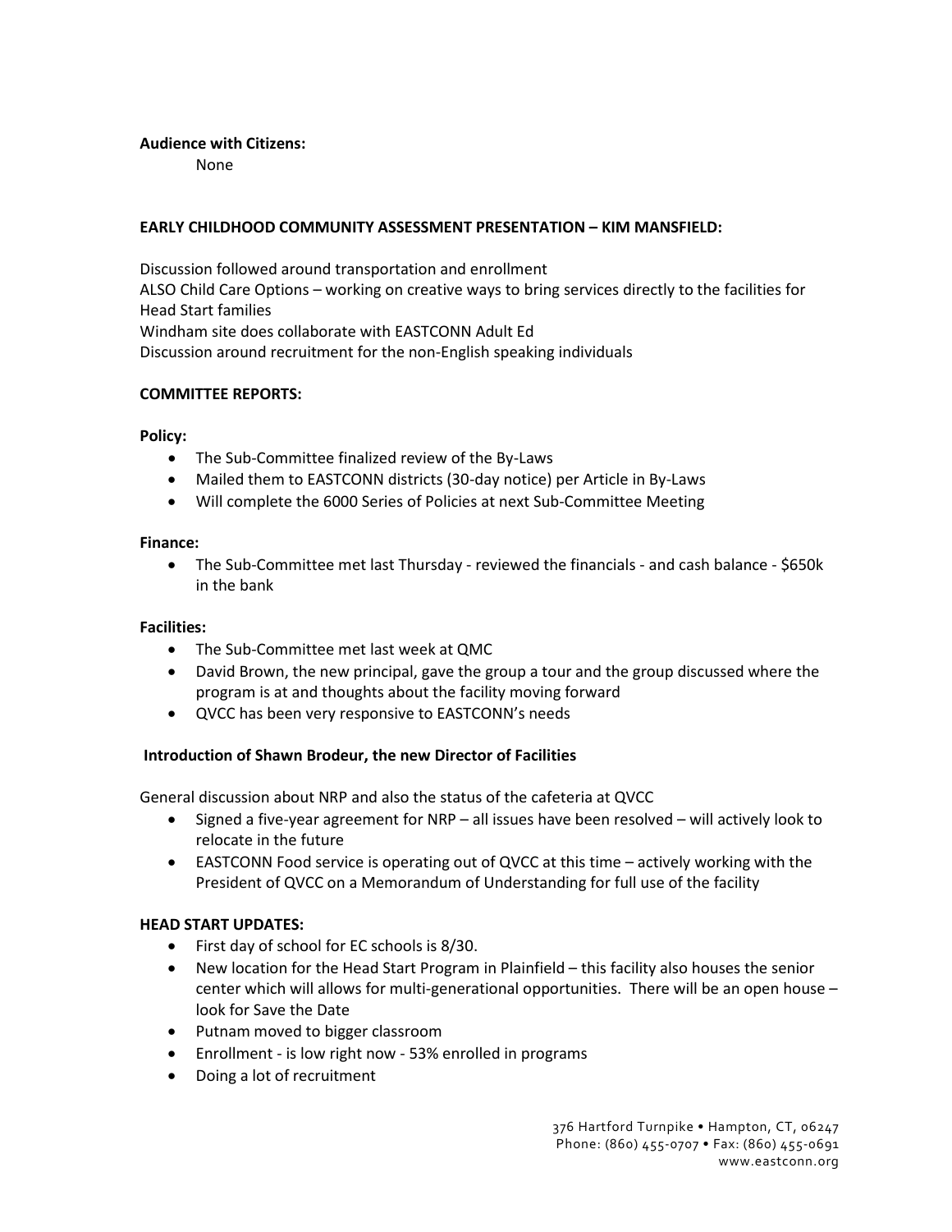**Audience with Citizens:**

None

**EARLY CHILDHOOD COMMUNITY ASSESSMENT PRESENTATION – KIM MANSFIELD:**

Discussion followed around transportation and enrollment
ALSO Child Care Options – working on creative ways to bring services directly to the facilities for Head Start families
Windham site does collaborate with EASTCONN Adult Ed
Discussion around recruitment for the non-English speaking individuals

**COMMITTEE REPORTS:**

**Policy:**

- The Sub-Committee finalized review of the By-Laws
- Mailed them to EASTCONN districts (30-day notice) per Article in By-Laws
- Will complete the 6000 Series of Policies at next Sub-Committee Meeting

**Finance:**

- The Sub-Committee met last Thursday - reviewed the financials - and cash balance - $650k in the bank

**Facilities:**

- The Sub-Committee met last week at QMC
- David Brown, the new principal, gave the group a tour and the group discussed where the program is at and thoughts about the facility moving forward
- QVCC has been very responsive to EASTCONN's needs

**Introduction of Shawn Brodeur, the new Director of Facilities**

General discussion about NRP and also the status of the cafeteria at QVCC

- Signed a five-year agreement for NRP – all issues have been resolved – will actively look to relocate in the future
- EASTCONN Food service is operating out of QVCC at this time – actively working with the President of QVCC on a Memorandum of Understanding for full use of the facility

**HEAD START UPDATES:**

- First day of school for EC schools is 8/30.
- New location for the Head Start Program in Plainfield – this facility also houses the senior center which will allows for multi-generational opportunities. There will be an open house – look for Save the Date
- Putnam moved to bigger classroom
- Enrollment - is low right now - 53% enrolled in programs
- Doing a lot of recruitment

376 Hartford Turnpike • Hampton, CT, 06247
Phone: (860) 455-0707 • Fax: (860) 455-0691
www.eastconn.org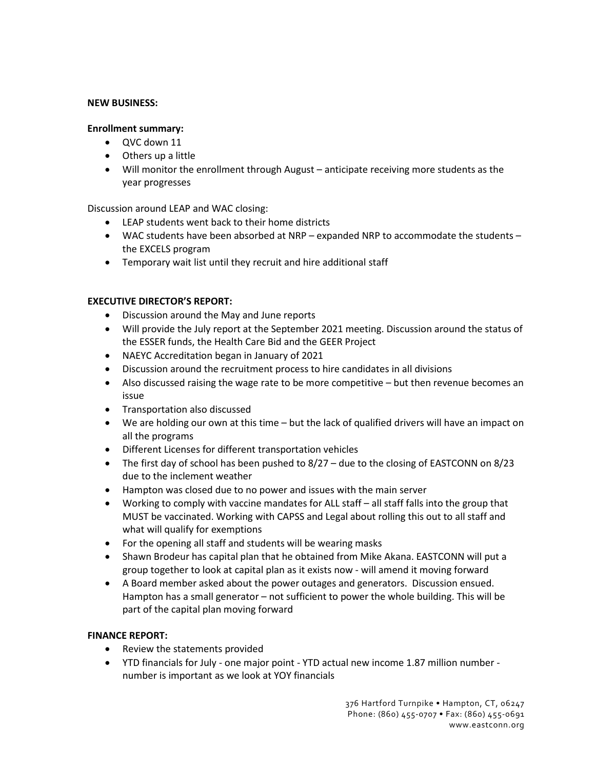**NEW BUSINESS:**

**Enrollment summary:**

- QVC down 11
- Others up a little
- Will monitor the enrollment through August – anticipate receiving more students as the year progresses

Discussion around LEAP and WAC closing:

- LEAP students went back to their home districts
- WAC students have been absorbed at NRP – expanded NRP to accommodate the students – the EXCELS program
- Temporary wait list until they recruit and hire additional staff

**EXECUTIVE DIRECTOR'S REPORT:**

- Discussion around the May and June reports
- Will provide the July report at the September 2021 meeting. Discussion around the status of the ESSER funds, the Health Care Bid and the GEER Project
- NAEYC Accreditation began in January of 2021
- Discussion around the recruitment process to hire candidates in all divisions
- Also discussed raising the wage rate to be more competitive – but then revenue becomes an issue
- Transportation also discussed
- We are holding our own at this time – but the lack of qualified drivers will have an impact on all the programs
- Different Licenses for different transportation vehicles
- The first day of school has been pushed to 8/27 – due to the closing of EASTCONN on 8/23 due to the inclement weather
- Hampton was closed due to no power and issues with the main server
- Working to comply with vaccine mandates for ALL staff – all staff falls into the group that MUST be vaccinated. Working with CAPSS and Legal about rolling this out to all staff and what will qualify for exemptions
- For the opening all staff and students will be wearing masks
- Shawn Brodeur has capital plan that he obtained from Mike Akana. EASTCONN will put a group together to look at capital plan as it exists now - will amend it moving forward
- A Board member asked about the power outages and generators. Discussion ensued. Hampton has a small generator – not sufficient to power the whole building. This will be part of the capital plan moving forward

**FINANCE REPORT:**

- Review the statements provided
- YTD financials for July - one major point - YTD actual new income 1.87 million number - number is important as we look at YOY financials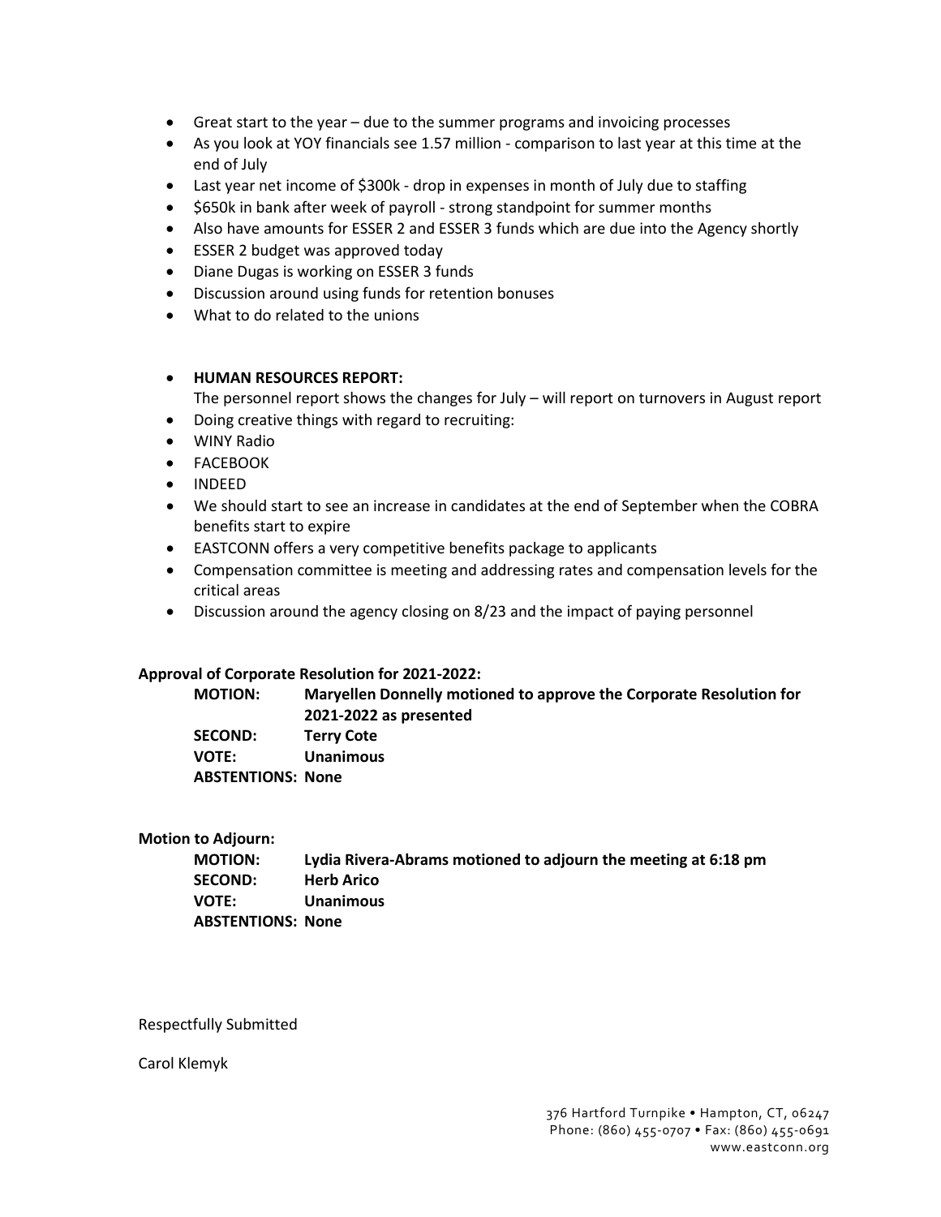- Great start to the year – due to the summer programs and invoicing processes
- As you look at YOY financials see 1.57 million - comparison to last year at this time at the end of July
- Last year net income of $300k - drop in expenses in month of July due to staffing
- $650k in bank after week of payroll - strong standpoint for summer months
- Also have amounts for ESSER 2 and ESSER 3 funds which are due into the Agency shortly
- ESSER 2 budget was approved today
- Diane Dugas is working on ESSER 3 funds
- Discussion around using funds for retention bonuses
- What to do related to the unions

- **HUMAN RESOURCES REPORT:**
  The personnel report shows the changes for July – will report on turnovers in August report
- Doing creative things with regard to recruiting:
- WINY Radio
- FACEBOOK
- INDEED
- We should start to see an increase in candidates at the end of September when the COBRA benefits start to expire
- EASTCONN offers a very competitive benefits package to applicants
- Compensation committee is meeting and addressing rates and compensation levels for the critical areas
- Discussion around the agency closing on 8/23 and the impact of paying personnel

**Approval of Corporate Resolution for 2021-2022:**

**MOTION:** **Maryellen Donnelly motioned to approve the Corporate Resolution for 2021-2022 as presented**
**SECOND:** **Terry Cote**
**VOTE:** **Unanimous**
**ABSTENTIONS: None**

**Motion to Adjourn:**

**MOTION:** **Lydia Rivera-Abrams motioned to adjourn the meeting at 6:18 pm**
**SECOND:** **Herb Arico**
**VOTE:** **Unanimous**
**ABSTENTIONS: None**

Respectfully Submitted

Carol Klemyk

376 Hartford Turnpike • Hampton, CT, 06247
Phone: (860) 455-0707 • Fax: (860) 455-0691
www.eastconn.org